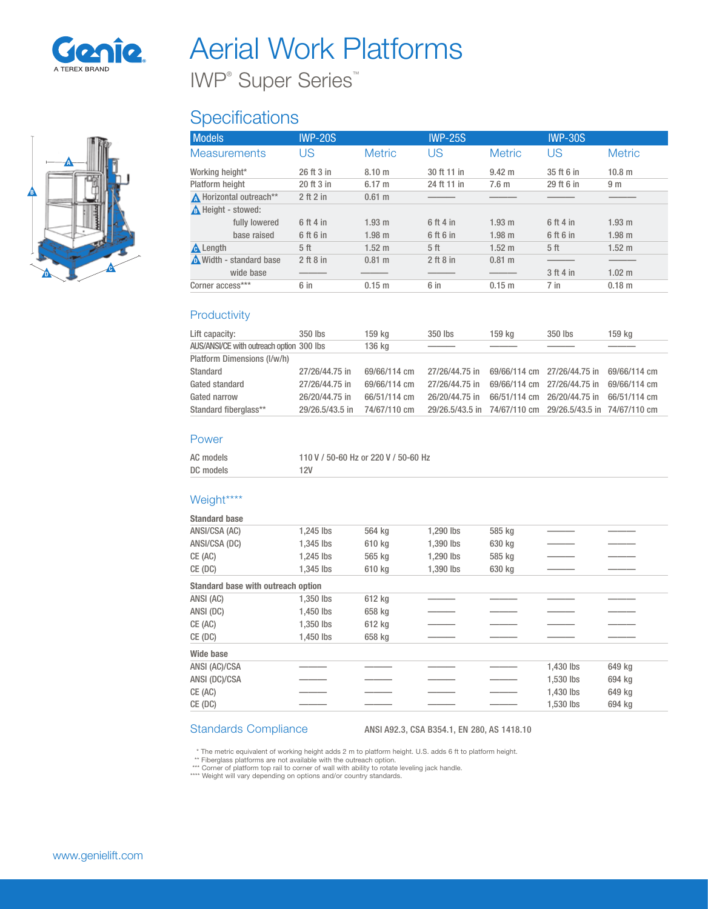Genie
A TEREX BRAND

# Aerial Work Platforms

## IWP® Super Series™

## Specifications

| Models | IWP-20S | | IWP-25S | | IWP-30S | |
|---|---|---|---|---|---|---|
| Measurements | US | Metric | US | Metric | US | Metric |
| Working height* | 26 ft 3 in | 8.10 m | 30 ft 11 in | 9.42 m | 35 ft 6 in | 10.8 m |
| Platform height | 20 ft 3 in | 6.17 m | 24 ft 11 in | 7.6 m | 29 ft 6 in | 9 m |
| A Horizontal outreach** | 2 ft 2 in | 0.61 m | ——— | ——— | ——— | ——— |
| B Height - stowed: | | | | | | |
| fully lowered | 6 ft 4 in | 1.93 m | 6 ft 4 in | 1.93 m | 6 ft 4 in | 1.93 m |
| base raised | 6 ft 6 in | 1.98 m | 6 ft 6 in | 1.98 m | 6 ft 6 in | 1.98 m |
| C Length | 5 ft | 1.52 m | 5 ft | 1.52 m | 5 ft | 1.52 m |
| D Width - standard base | 2 ft 8 in | 0.81 m | 2 ft 8 in | 0.81 m | ——— | ——— |
| wide base | ——— | ——— | ——— | ——— | 3 ft 4 in | 1.02 m |
| Corner access*** | 6 in | 0.15 m | 6 in | 0.15 m | 7 in | 0.18 m |

### Productivity

| | | | | | | |
|---|---|---|---|---|---|---|
| Lift capacity: | 350 lbs | 159 kg | 350 lbs | 159 kg | 350 lbs | 159 kg |
| AUS/ANSI/CE with outreach option | 300 lbs | 136 kg | ——— | ——— | ——— | ——— |
| Platform Dimensions (l/w/h) | | | | | | |
| Standard | 27/26/44.75 in | 69/66/114 cm | 27/26/44.75 in | 69/66/114 cm | 27/26/44.75 in | 69/66/114 cm |
| Gated standard | 27/26/44.75 in | 69/66/114 cm | 27/26/44.75 in | 69/66/114 cm | 27/26/44.75 in | 69/66/114 cm |
| Gated narrow | 26/20/44.75 in | 66/51/114 cm | 26/20/44.75 in | 66/51/114 cm | 26/20/44.75 in | 66/51/114 cm |
| Standard fiberglass** | 29/26.5/43.5 in | 74/67/110 cm | 29/26.5/43.5 in | 74/67/110 cm | 29/26.5/43.5 in | 74/67/110 cm |

### Power

| | |
|---|---|
| AC models | 110 V / 50-60 Hz or 220 V / 50-60 Hz |
| DC models | 12V |

### Weight****

| | | | | | | |
|---|---|---|---|---|---|---|
| **Standard base** | | | | | | |
| ANSI/CSA (AC) | 1,245 lbs | 564 kg | 1,290 lbs | 585 kg | ——— | ——— |
| ANSI/CSA (DC) | 1,345 lbs | 610 kg | 1,390 lbs | 630 kg | ——— | ——— |
| CE (AC) | 1,245 lbs | 565 kg | 1,290 lbs | 585 kg | ——— | ——— |
| CE (DC) | 1,345 lbs | 610 kg | 1,390 lbs | 630 kg | ——— | ——— |
| **Standard base with outreach option** | | | | | | |
| ANSI (AC) | 1,350 lbs | 612 kg | ——— | ——— | ——— | ——— |
| ANSI (DC) | 1,450 lbs | 658 kg | ——— | ——— | ——— | ——— |
| CE (AC) | 1,350 lbs | 612 kg | ——— | ——— | ——— | ——— |
| CE (DC) | 1,450 lbs | 658 kg | ——— | ——— | ——— | ——— |
| **Wide base** | | | | | | |
| ANSI (AC)/CSA | ——— | ——— | ——— | ——— | 1,430 lbs | 649 kg |
| ANSI (DC)/CSA | ——— | ——— | ——— | ——— | 1,530 lbs | 694 kg |
| CE (AC) | ——— | ——— | ——— | ——— | 1,430 lbs | 649 kg |
| CE (DC) | ——— | ——— | ——— | ——— | 1,530 lbs | 694 kg |

### Standards Compliance

ANSI A92.3, CSA B354.1, EN 280, AS 1418.10

\* The metric equivalent of working height adds 2 m to platform height. U.S. adds 6 ft to platform height.
** Fiberglass platforms are not available with the outreach option.
*** Corner of platform top rail to corner of wall with ability to rotate leveling jack handle.
**** Weight will vary depending on options and/or country standards.

www.genielift.com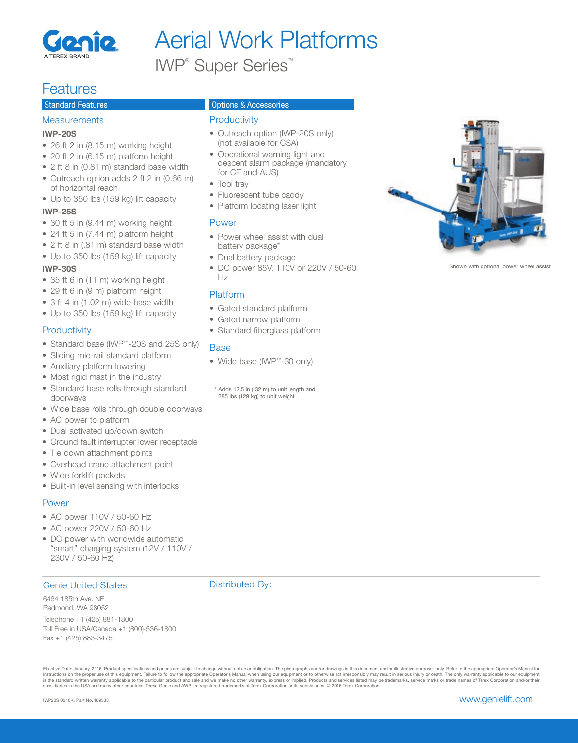# Aerial Work Platforms

IWP® Super Series™

## Features

### Standard Features

#### Measurements

**IWP-20S**

- 26 ft 2 in (8.15 m) working height
- 20 ft 2 in (6.15 m) platform height
- 2 ft 8 in (0.81 m) standard base width
- Outreach option adds 2 ft 2 in (0.66 m) of horizontal reach
- Up to 350 lbs (159 kg) lift capacity

**IWP-25S**

- 30 ft 5 in (9.44 m) working height
- 24 ft 5 in (7.44 m) platform height
- 2 ft 8 in (.81 m) standard base width
- Up to 350 lbs (159 kg) lift capacity

**IWP-30S**

- 35 ft 6 in (11 m) working height
- 29 ft 6 in (9 m) platform height
- 3 ft 4 in (1.02 m) wide base width
- Up to 350 lbs (159 kg) lift capacity

#### Productivity

- Standard base (IWP™-20S and 25S only)
- Sliding mid-rail standard platform
- Auxiliary platform lowering
- Most rigid mast in the industry
- Standard base rolls through standard doorways
- Wide base rolls through double doorways
- AC power to platform
- Dual activated up/down switch
- Ground fault interrupter lower receptacle
- Tie down attachment points
- Overhead crane attachment point
- Wide forklift pockets
- Built-in level sensing with interlocks

#### Power

- AC power 110V / 50-60 Hz
- AC power 220V / 50-60 Hz
- DC power with worldwide automatic "smart" charging system (12V / 110V / 230V / 50-60 Hz)

### Options & Accessories

#### Productivity

- Outreach option (IWP-20S only) (not available for CSA)
- Operational warning light and descent alarm package (mandatory for CE and AUS)
- Tool tray
- Fluorescent tube caddy
- Platform locating laser light

#### Power

- Power wheel assist with dual battery package*
- Dual battery package
- DC power 85V, 110V or 220V / 50-60 Hz

#### Platform

- Gated standard platform
- Gated narrow platform
- Standard fiberglass platform

#### Base

- Wide base (IWP™-30 only)

\* Adds 12.5 in (.32 m) to unit length and 285 lbs (129 kg) to unit weight

Shown with optional power wheel assist

### Genie United States

6464 185th Ave. NE
Redmond, WA 98052

Telephone +1 (425) 881-1800
Toll Free in USA/Canada +1 (800)-536-1800
Fax +1 (425) 883-3475

Distributed By:

Effective Date: January, 2016. Product specifications and prices are subject to change without notice or obligation. The photographs and/or drawings in this document are for illustrative purposes only. Refer to the appropriate Operator's Manual for instructions on the proper use of this equipment. Failure to follow the appropriate Operator's Manual when using our equipment or to otherwise act irresponsibly may result in serious injury or death. The only warranty applicable to our equipment is the standard written warranty applicable to the particular product and sale and we make no other warranty, express or implied. Products and services listed may be trademarks, service marks or trade names of Terex Corporation and/or their subsidiaries in the USA and many other countries. Terex, Genie and AWP are registered trademarks of Terex Corporation or its subsidiaries. © 2016 Terex Corporation.

IWP20S 0210K. Part No. 109333

www.genielift.com